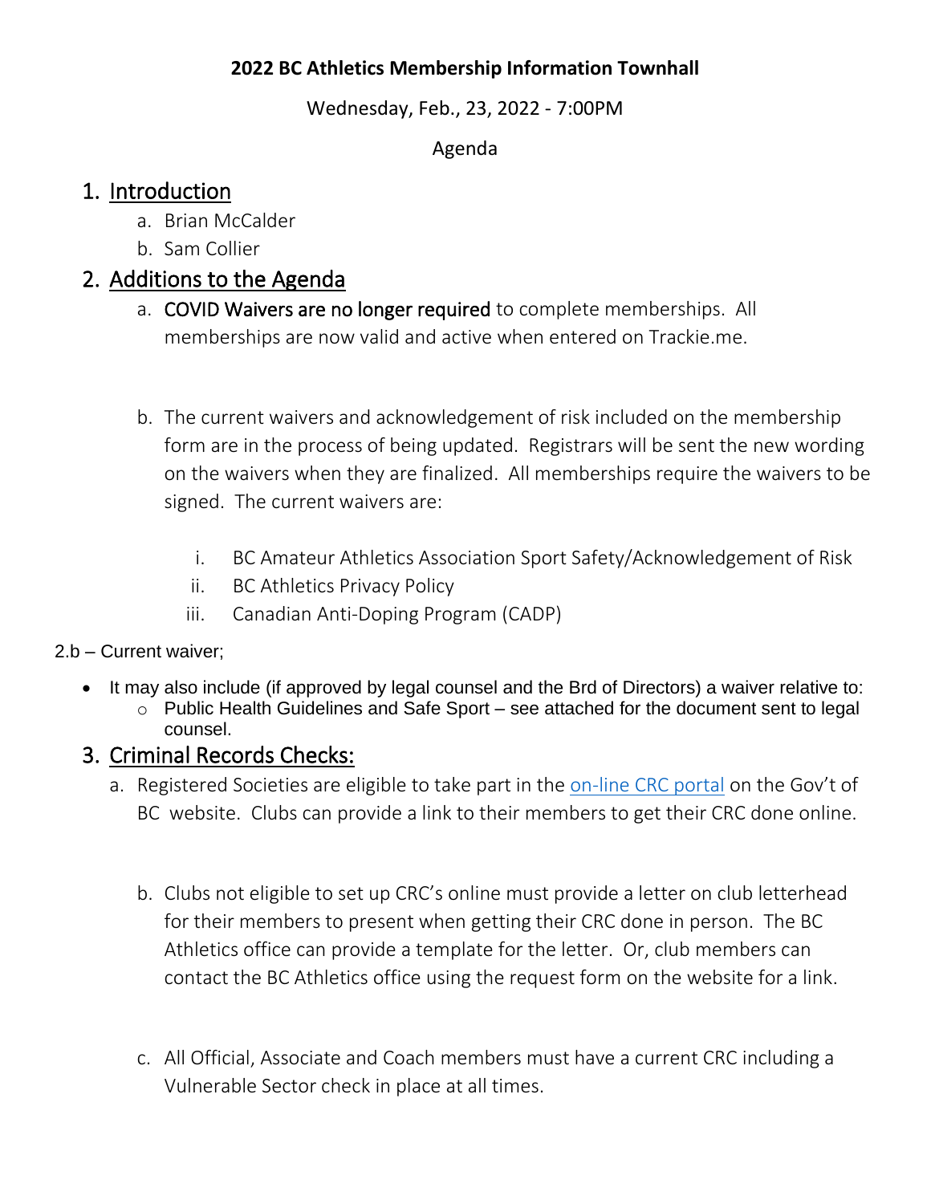**2022 BC Athletics Membership Information Townhall**

Wednesday, Feb., 23, 2022 - 7:00PM

Agenda

## 1. Introduction

a. Brian McCalder
b. Sam Collier

## 2. Additions to the Agenda

a. COVID Waivers are no longer required to complete memberships. All memberships are now valid and active when entered on Trackie.me.

b. The current waivers and acknowledgement of risk included on the membership form are in the process of being updated. Registrars will be sent the new wording on the waivers when they are finalized. All memberships require the waivers to be signed. The current waivers are:

   i. BC Amateur Athletics Association Sport Safety/Acknowledgement of Risk
   ii. BC Athletics Privacy Policy
   iii. Canadian Anti-Doping Program (CADP)

2.b – Current waiver;

- It may also include (if approved by legal counsel and the Brd of Directors) a waiver relative to:
  - Public Health Guidelines and Safe Sport – see attached for the document sent to legal counsel.

## 3. Criminal Records Checks:

a. Registered Societies are eligible to take part in the on-line CRC portal on the Gov't of BC website. Clubs can provide a link to their members to get their CRC done online.

b. Clubs not eligible to set up CRC's online must provide a letter on club letterhead for their members to present when getting their CRC done in person. The BC Athletics office can provide a template for the letter. Or, club members can contact the BC Athletics office using the request form on the website for a link.

c. All Official, Associate and Coach members must have a current CRC including a Vulnerable Sector check in place at all times.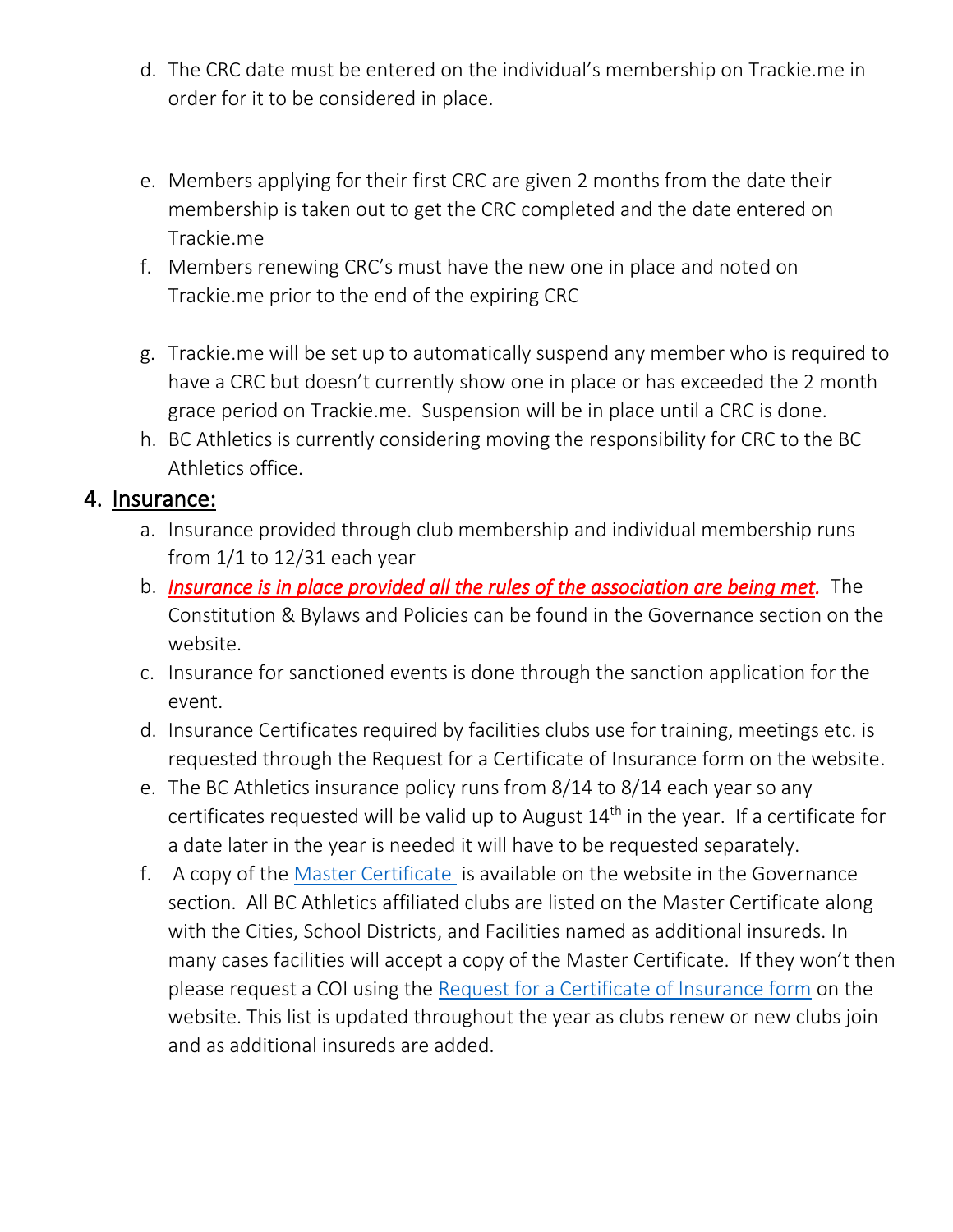d. The CRC date must be entered on the individual's membership on Trackie.me in order for it to be considered in place.

e. Members applying for their first CRC are given 2 months from the date their membership is taken out to get the CRC completed and the date entered on Trackie.me

f. Members renewing CRC's must have the new one in place and noted on Trackie.me prior to the end of the expiring CRC

g. Trackie.me will be set up to automatically suspend any member who is required to have a CRC but doesn't currently show one in place or has exceeded the 2 month grace period on Trackie.me. Suspension will be in place until a CRC is done.

h. BC Athletics is currently considering moving the responsibility for CRC to the BC Athletics office.

## 4. Insurance:

a. Insurance provided through club membership and individual membership runs from 1/1 to 12/31 each year

b. ***Insurance is in place provided all the rules of the association are being met.*** The Constitution & Bylaws and Policies can be found in the Governance section on the website.

c. Insurance for sanctioned events is done through the sanction application for the event.

d. Insurance Certificates required by facilities clubs use for training, meetings etc. is requested through the Request for a Certificate of Insurance form on the website.

e. The BC Athletics insurance policy runs from 8/14 to 8/14 each year so any certificates requested will be valid up to August 14th in the year. If a certificate for a date later in the year is needed it will have to be requested separately.

f. A copy of the Master Certificate is available on the website in the Governance section. All BC Athletics affiliated clubs are listed on the Master Certificate along with the Cities, School Districts, and Facilities named as additional insureds. In many cases facilities will accept a copy of the Master Certificate. If they won't then please request a COI using the Request for a Certificate of Insurance form on the website. This list is updated throughout the year as clubs renew or new clubs join and as additional insureds are added.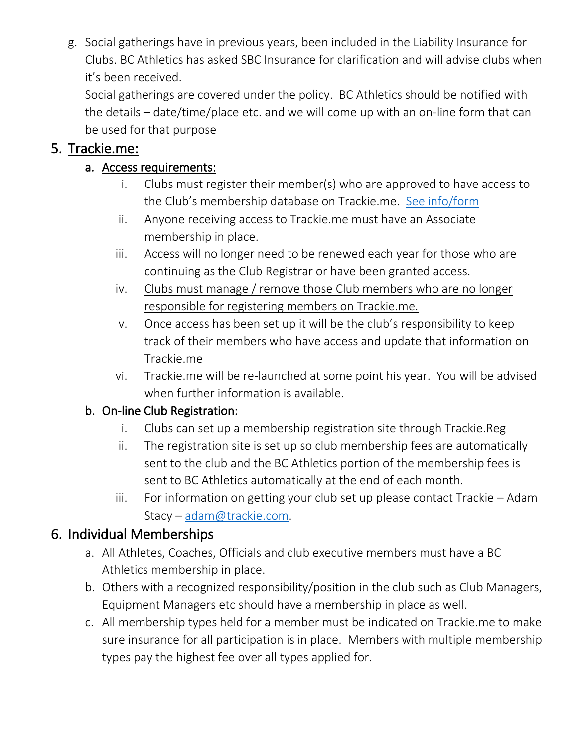g. Social gatherings have in previous years, been included in the Liability Insurance for Clubs. BC Athletics has asked SBC Insurance for clarification and will advise clubs when it's been received.
   Social gatherings are covered under the policy. BC Athletics should be notified with the details – date/time/place etc. and we will come up with an on-line form that can be used for that purpose

## 5. Trackie.me:

### a. Access requirements:

i. Clubs must register their member(s) who are approved to have access to the Club's membership database on Trackie.me. See info/form

ii. Anyone receiving access to Trackie.me must have an Associate membership in place.

iii. Access will no longer need to be renewed each year for those who are continuing as the Club Registrar or have been granted access.

iv. Clubs must manage / remove those Club members who are no longer responsible for registering members on Trackie.me.

v. Once access has been set up it will be the club's responsibility to keep track of their members who have access and update that information on Trackie.me

vi. Trackie.me will be re-launched at some point his year. You will be advised when further information is available.

### b. On-line Club Registration:

i. Clubs can set up a membership registration site through Trackie.Reg

ii. The registration site is set up so club membership fees are automatically sent to the club and the BC Athletics portion of the membership fees is sent to BC Athletics automatically at the end of each month.

iii. For information on getting your club set up please contact Trackie – Adam Stacy – adam@trackie.com.

## 6. Individual Memberships

a. All Athletes, Coaches, Officials and club executive members must have a BC Athletics membership in place.

b. Others with a recognized responsibility/position in the club such as Club Managers, Equipment Managers etc should have a membership in place as well.

c. All membership types held for a member must be indicated on Trackie.me to make sure insurance for all participation is in place. Members with multiple membership types pay the highest fee over all types applied for.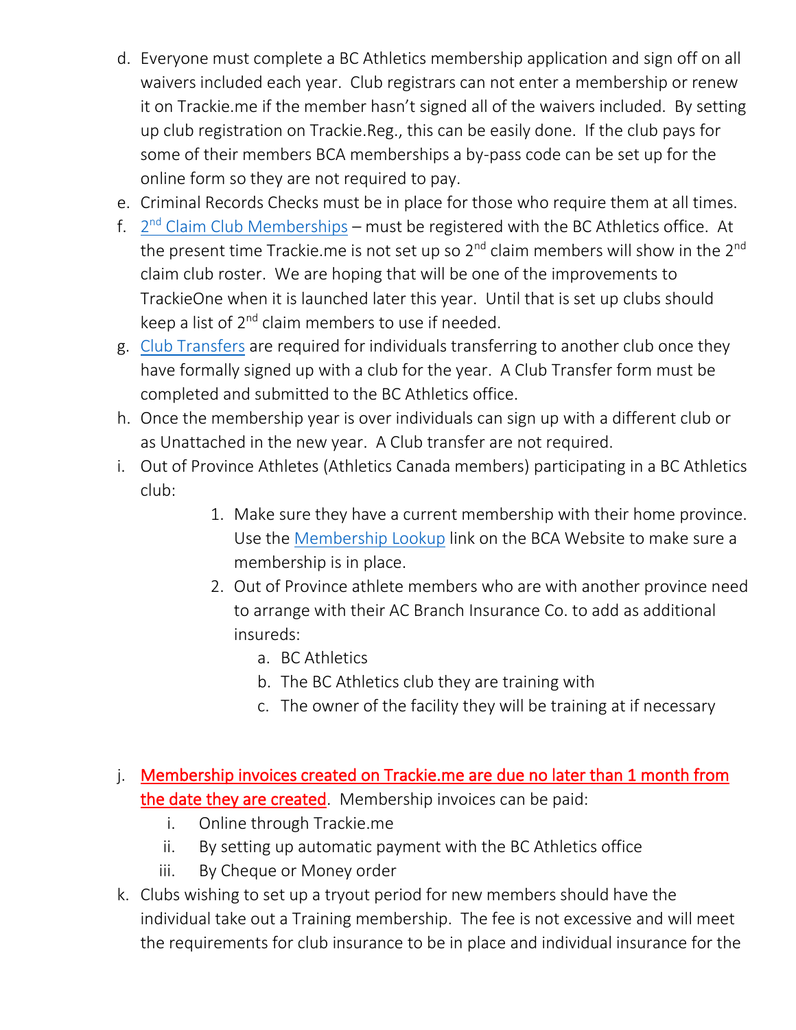d. Everyone must complete a BC Athletics membership application and sign off on all waivers included each year. Club registrars can not enter a membership or renew it on Trackie.me if the member hasn't signed all of the waivers included. By setting up club registration on Trackie.Reg., this can be easily done. If the club pays for some of their members BCA memberships a by-pass code can be set up for the online form so they are not required to pay.

e. Criminal Records Checks must be in place for those who require them at all times.

f. 2nd Claim Club Memberships – must be registered with the BC Athletics office. At the present time Trackie.me is not set up so 2nd claim members will show in the 2nd claim club roster. We are hoping that will be one of the improvements to TrackieOne when it is launched later this year. Until that is set up clubs should keep a list of 2nd claim members to use if needed.

g. Club Transfers are required for individuals transferring to another club once they have formally signed up with a club for the year. A Club Transfer form must be completed and submitted to the BC Athletics office.

h. Once the membership year is over individuals can sign up with a different club or as Unattached in the new year. A Club transfer are not required.

i. Out of Province Athletes (Athletics Canada members) participating in a BC Athletics club:

   1. Make sure they have a current membership with their home province. Use the Membership Lookup link on the BCA Website to make sure a membership is in place.
   2. Out of Province athlete members who are with another province need to arrange with their AC Branch Insurance Co. to add as additional insureds:
      a. BC Athletics
      b. The BC Athletics club they are training with
      c. The owner of the facility they will be training at if necessary

j. Membership invoices created on Trackie.me are due no later than 1 month from the date they are created. Membership invoices can be paid:
   i. Online through Trackie.me
   ii. By setting up automatic payment with the BC Athletics office
   iii. By Cheque or Money order

k. Clubs wishing to set up a tryout period for new members should have the individual take out a Training membership. The fee is not excessive and will meet the requirements for club insurance to be in place and individual insurance for the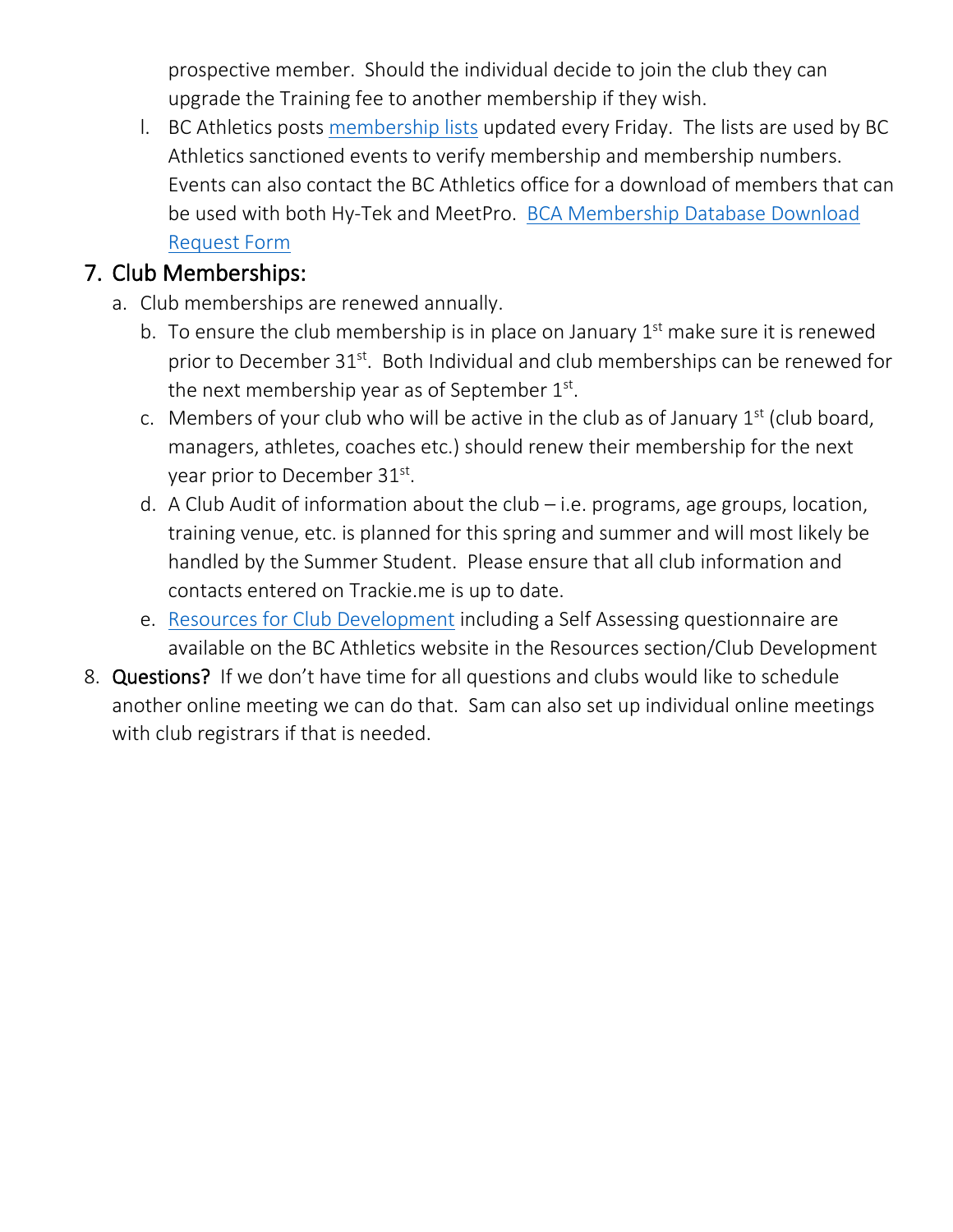prospective member. Should the individual decide to join the club they can upgrade the Training fee to another membership if they wish.

l. BC Athletics posts membership lists updated every Friday. The lists are used by BC Athletics sanctioned events to verify membership and membership numbers. Events can also contact the BC Athletics office for a download of members that can be used with both Hy-Tek and MeetPro. BCA Membership Database Download Request Form

## 7. Club Memberships:

a. Club memberships are renewed annually.

b. To ensure the club membership is in place on January 1st make sure it is renewed prior to December 31st. Both Individual and club memberships can be renewed for the next membership year as of September 1st.

c. Members of your club who will be active in the club as of January 1st (club board, managers, athletes, coaches etc.) should renew their membership for the next year prior to December 31st.

d. A Club Audit of information about the club – i.e. programs, age groups, location, training venue, etc. is planned for this spring and summer and will most likely be handled by the Summer Student. Please ensure that all club information and contacts entered on Trackie.me is up to date.

e. Resources for Club Development including a Self Assessing questionnaire are available on the BC Athletics website in the Resources section/Club Development

8. **Questions?** If we don't have time for all questions and clubs would like to schedule another online meeting we can do that. Sam can also set up individual online meetings with club registrars if that is needed.